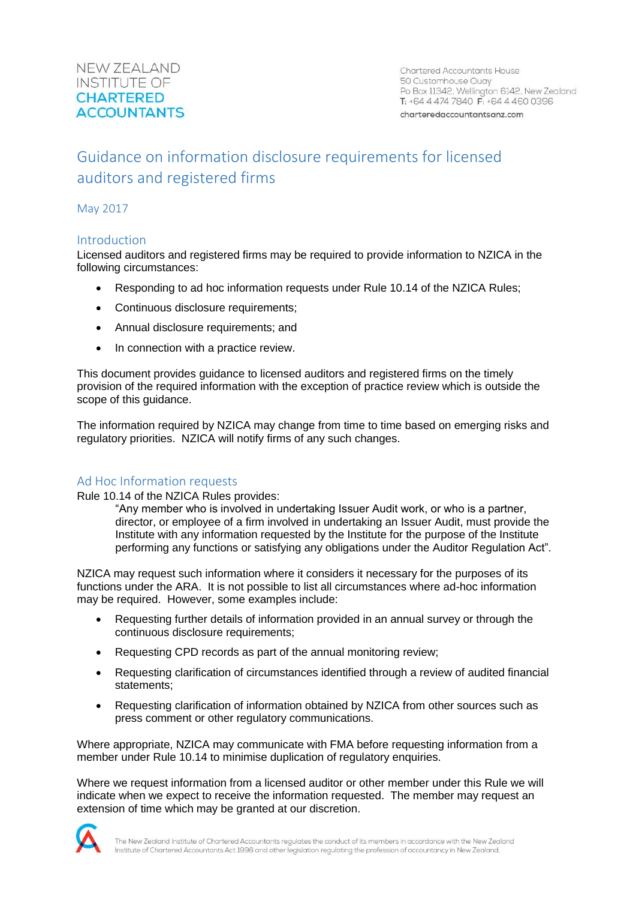NEW ZEALAND
INSTITUTE OF
**CHARTERED ACCOUNTANTS**

Chartered Accountants House
50 Customhouse Quay
Po Box 11342, Wellington 6142, New Zealand
T: +64 4 474 7840 F: +64 4 460 0396
charteredaccountantsanz.com

# Guidance on information disclosure requirements for licensed auditors and registered firms

May 2017

## Introduction

Licensed auditors and registered firms may be required to provide information to NZICA in the following circumstances:

- Responding to ad hoc information requests under Rule 10.14 of the NZICA Rules;
- Continuous disclosure requirements;
- Annual disclosure requirements; and
- In connection with a practice review.

This document provides guidance to licensed auditors and registered firms on the timely provision of the required information with the exception of practice review which is outside the scope of this guidance.

The information required by NZICA may change from time to time based on emerging risks and regulatory priorities. NZICA will notify firms of any such changes.

## Ad Hoc Information requests

Rule 10.14 of the NZICA Rules provides:

> "Any member who is involved in undertaking Issuer Audit work, or who is a partner, director, or employee of a firm involved in undertaking an Issuer Audit, must provide the Institute with any information requested by the Institute for the purpose of the Institute performing any functions or satisfying any obligations under the Auditor Regulation Act".

NZICA may request such information where it considers it necessary for the purposes of its functions under the ARA. It is not possible to list all circumstances where ad-hoc information may be required. However, some examples include:

- Requesting further details of information provided in an annual survey or through the continuous disclosure requirements;
- Requesting CPD records as part of the annual monitoring review;
- Requesting clarification of circumstances identified through a review of audited financial statements;
- Requesting clarification of information obtained by NZICA from other sources such as press comment or other regulatory communications.

Where appropriate, NZICA may communicate with FMA before requesting information from a member under Rule 10.14 to minimise duplication of regulatory enquiries.

Where we request information from a licensed auditor or other member under this Rule we will indicate when we expect to receive the information requested. The member may request an extension of time which may be granted at our discretion.

The New Zealand Institute of Chartered Accountants regulates the conduct of its members in accordance with the New Zealand Institute of Chartered Accountants Act 1996 and other legislation regulating the profession of accountancy in New Zealand.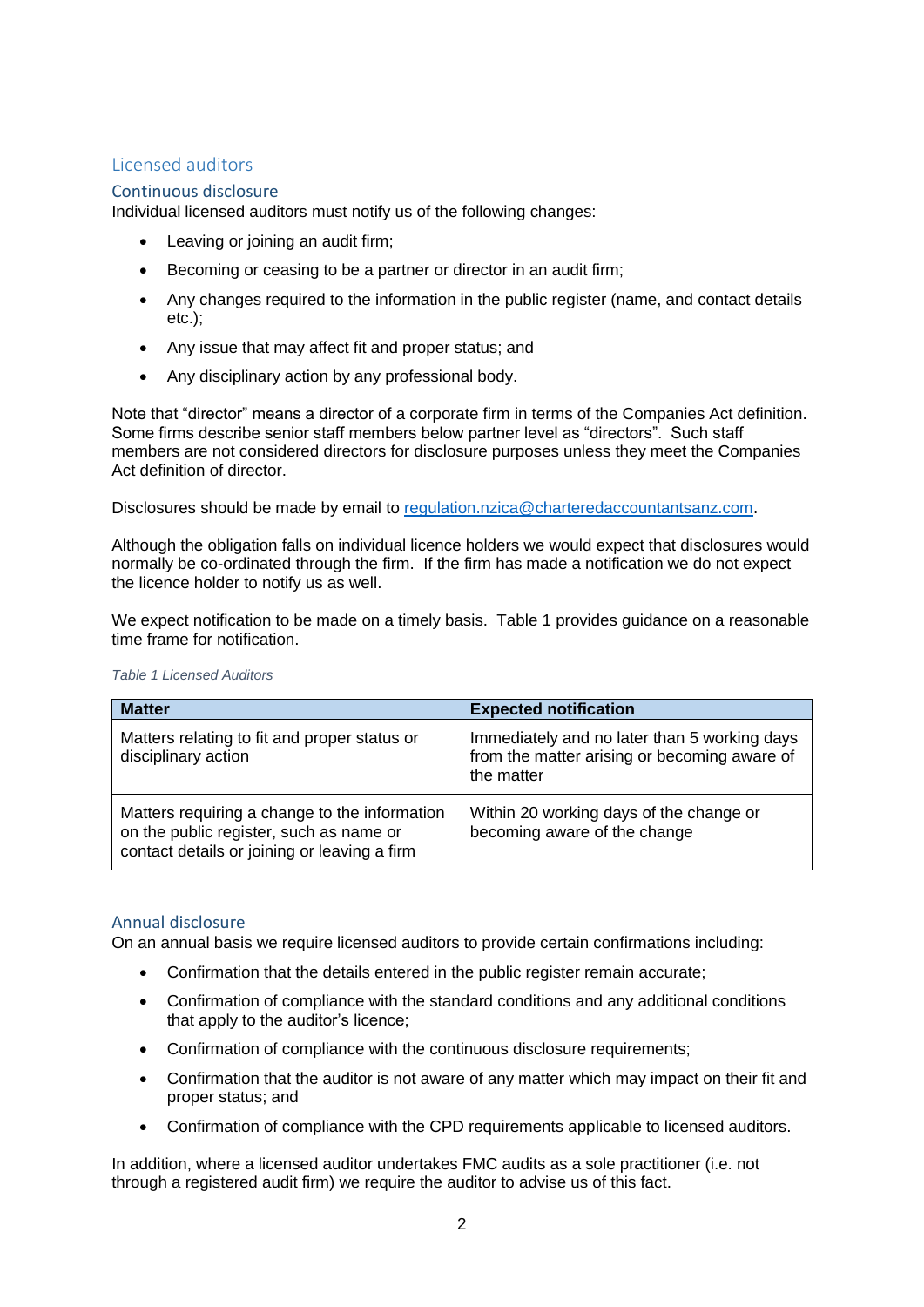## Licensed auditors

### Continuous disclosure

Individual licensed auditors must notify us of the following changes:

- Leaving or joining an audit firm;
- Becoming or ceasing to be a partner or director in an audit firm;
- Any changes required to the information in the public register (name, and contact details etc.);
- Any issue that may affect fit and proper status; and
- Any disciplinary action by any professional body.

Note that "director" means a director of a corporate firm in terms of the Companies Act definition. Some firms describe senior staff members below partner level as "directors". Such staff members are not considered directors for disclosure purposes unless they meet the Companies Act definition of director.

Disclosures should be made by email to [regulation.nzica@charteredaccountantsanz.com](mailto:regulation.nzica@charteredaccountantsanz.com).

Although the obligation falls on individual licence holders we would expect that disclosures would normally be co-ordinated through the firm. If the firm has made a notification we do not expect the licence holder to notify us as well.

We expect notification to be made on a timely basis. Table 1 provides guidance on a reasonable time frame for notification.

*Table 1 Licensed Auditors*

| Matter | Expected notification |
|---|---|
| Matters relating to fit and proper status or disciplinary action | Immediately and no later than 5 working days from the matter arising or becoming aware of the matter |
| Matters requiring a change to the information on the public register, such as name or contact details or joining or leaving a firm | Within 20 working days of the change or becoming aware of the change |

### Annual disclosure

On an annual basis we require licensed auditors to provide certain confirmations including:

- Confirmation that the details entered in the public register remain accurate;
- Confirmation of compliance with the standard conditions and any additional conditions that apply to the auditor's licence;
- Confirmation of compliance with the continuous disclosure requirements;
- Confirmation that the auditor is not aware of any matter which may impact on their fit and proper status; and
- Confirmation of compliance with the CPD requirements applicable to licensed auditors.

In addition, where a licensed auditor undertakes FMC audits as a sole practitioner (i.e. not through a registered audit firm) we require the auditor to advise us of this fact.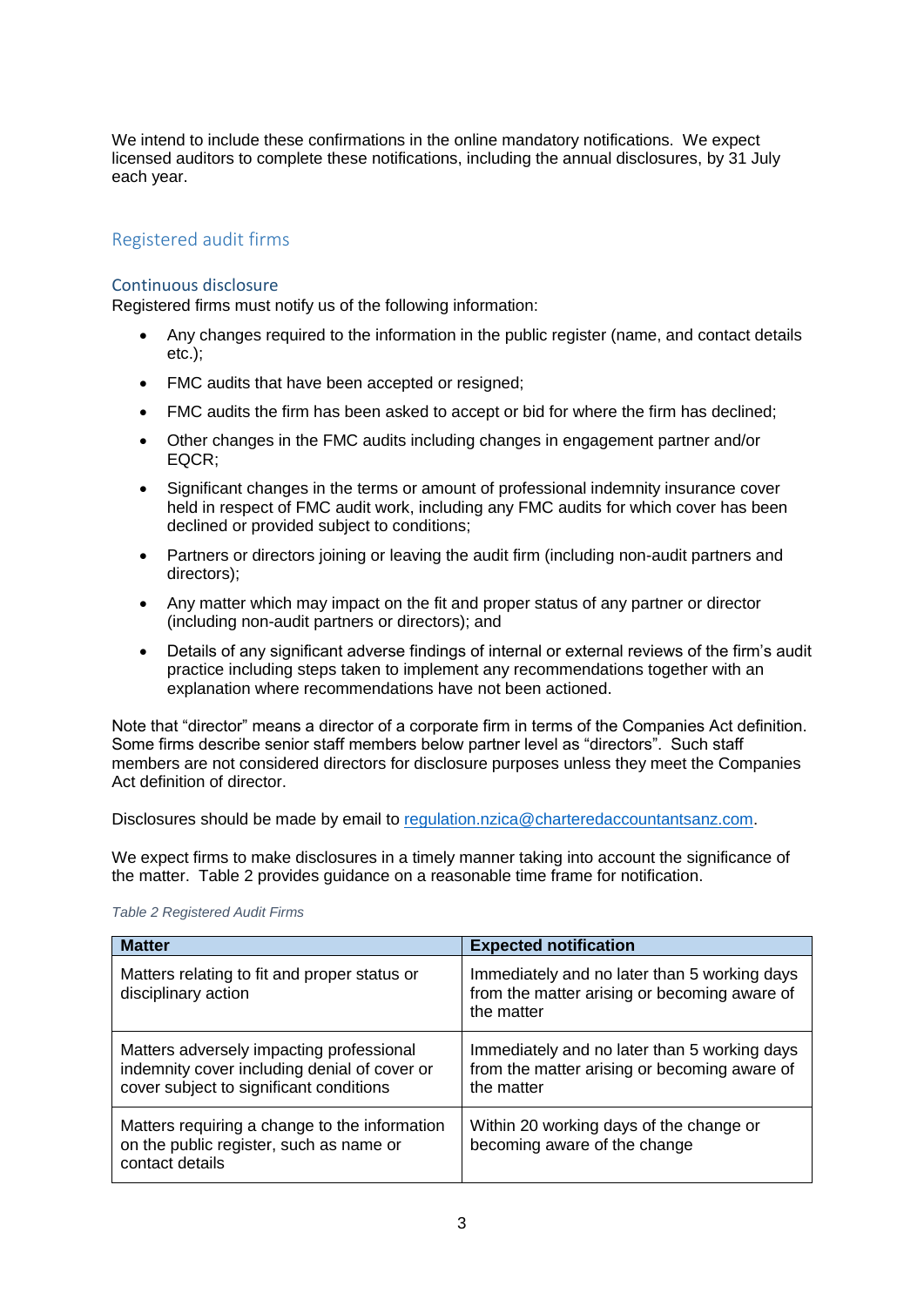We intend to include these confirmations in the online mandatory notifications. We expect licensed auditors to complete these notifications, including the annual disclosures, by 31 July each year.

## Registered audit firms

### Continuous disclosure

Registered firms must notify us of the following information:

- Any changes required to the information in the public register (name, and contact details etc.);
- FMC audits that have been accepted or resigned;
- FMC audits the firm has been asked to accept or bid for where the firm has declined;
- Other changes in the FMC audits including changes in engagement partner and/or EQCR;
- Significant changes in the terms or amount of professional indemnity insurance cover held in respect of FMC audit work, including any FMC audits for which cover has been declined or provided subject to conditions;
- Partners or directors joining or leaving the audit firm (including non-audit partners and directors);
- Any matter which may impact on the fit and proper status of any partner or director (including non-audit partners or directors); and
- Details of any significant adverse findings of internal or external reviews of the firm's audit practice including steps taken to implement any recommendations together with an explanation where recommendations have not been actioned.

Note that "director" means a director of a corporate firm in terms of the Companies Act definition. Some firms describe senior staff members below partner level as "directors". Such staff members are not considered directors for disclosure purposes unless they meet the Companies Act definition of director.

Disclosures should be made by email to regulation.nzica@charteredaccountantsanz.com.

We expect firms to make disclosures in a timely manner taking into account the significance of the matter. Table 2 provides guidance on a reasonable time frame for notification.

*Table 2 Registered Audit Firms*

| Matter | Expected notification |
|---|---|
| Matters relating to fit and proper status or disciplinary action | Immediately and no later than 5 working days from the matter arising or becoming aware of the matter |
| Matters adversely impacting professional indemnity cover including denial of cover or cover subject to significant conditions | Immediately and no later than 5 working days from the matter arising or becoming aware of the matter |
| Matters requiring a change to the information on the public register, such as name or contact details | Within 20 working days of the change or becoming aware of the change |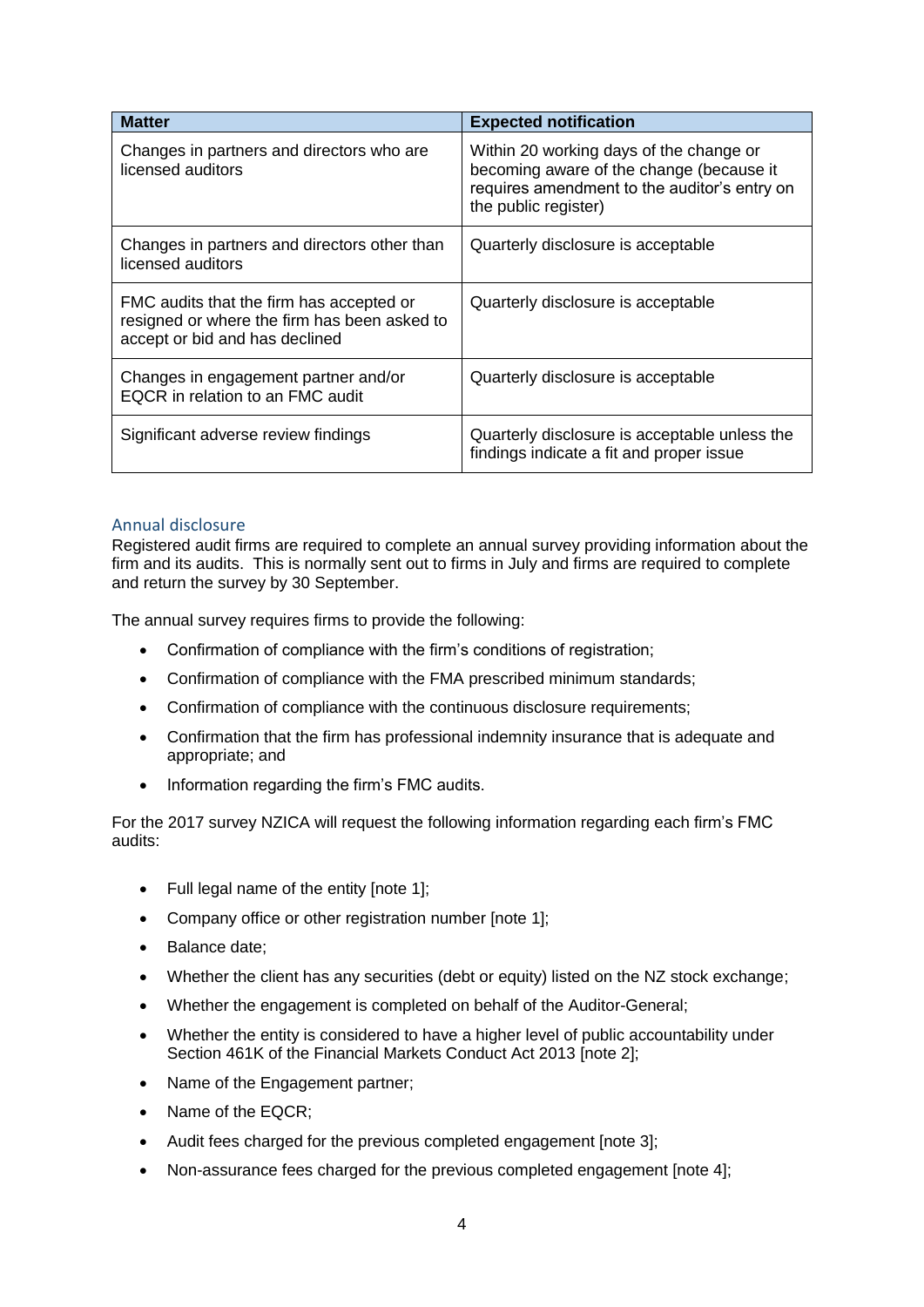| Matter | Expected notification |
|---|---|
| Changes in partners and directors who are licensed auditors | Within 20 working days of the change or becoming aware of the change (because it requires amendment to the auditor's entry on the public register) |
| Changes in partners and directors other than licensed auditors | Quarterly disclosure is acceptable |
| FMC audits that the firm has accepted or resigned or where the firm has been asked to accept or bid and has declined | Quarterly disclosure is acceptable |
| Changes in engagement partner and/or EQCR in relation to an FMC audit | Quarterly disclosure is acceptable |
| Significant adverse review findings | Quarterly disclosure is acceptable unless the findings indicate a fit and proper issue |

## Annual disclosure

Registered audit firms are required to complete an annual survey providing information about the firm and its audits. This is normally sent out to firms in July and firms are required to complete and return the survey by 30 September.

The annual survey requires firms to provide the following:

- Confirmation of compliance with the firm's conditions of registration;
- Confirmation of compliance with the FMA prescribed minimum standards;
- Confirmation of compliance with the continuous disclosure requirements;
- Confirmation that the firm has professional indemnity insurance that is adequate and appropriate; and
- Information regarding the firm's FMC audits.

For the 2017 survey NZICA will request the following information regarding each firm's FMC audits:

- Full legal name of the entity [note 1];
- Company office or other registration number [note 1];
- Balance date;
- Whether the client has any securities (debt or equity) listed on the NZ stock exchange;
- Whether the engagement is completed on behalf of the Auditor-General;
- Whether the entity is considered to have a higher level of public accountability under Section 461K of the Financial Markets Conduct Act 2013 [note 2];
- Name of the Engagement partner;
- Name of the EQCR;
- Audit fees charged for the previous completed engagement [note 3];
- Non-assurance fees charged for the previous completed engagement [note 4];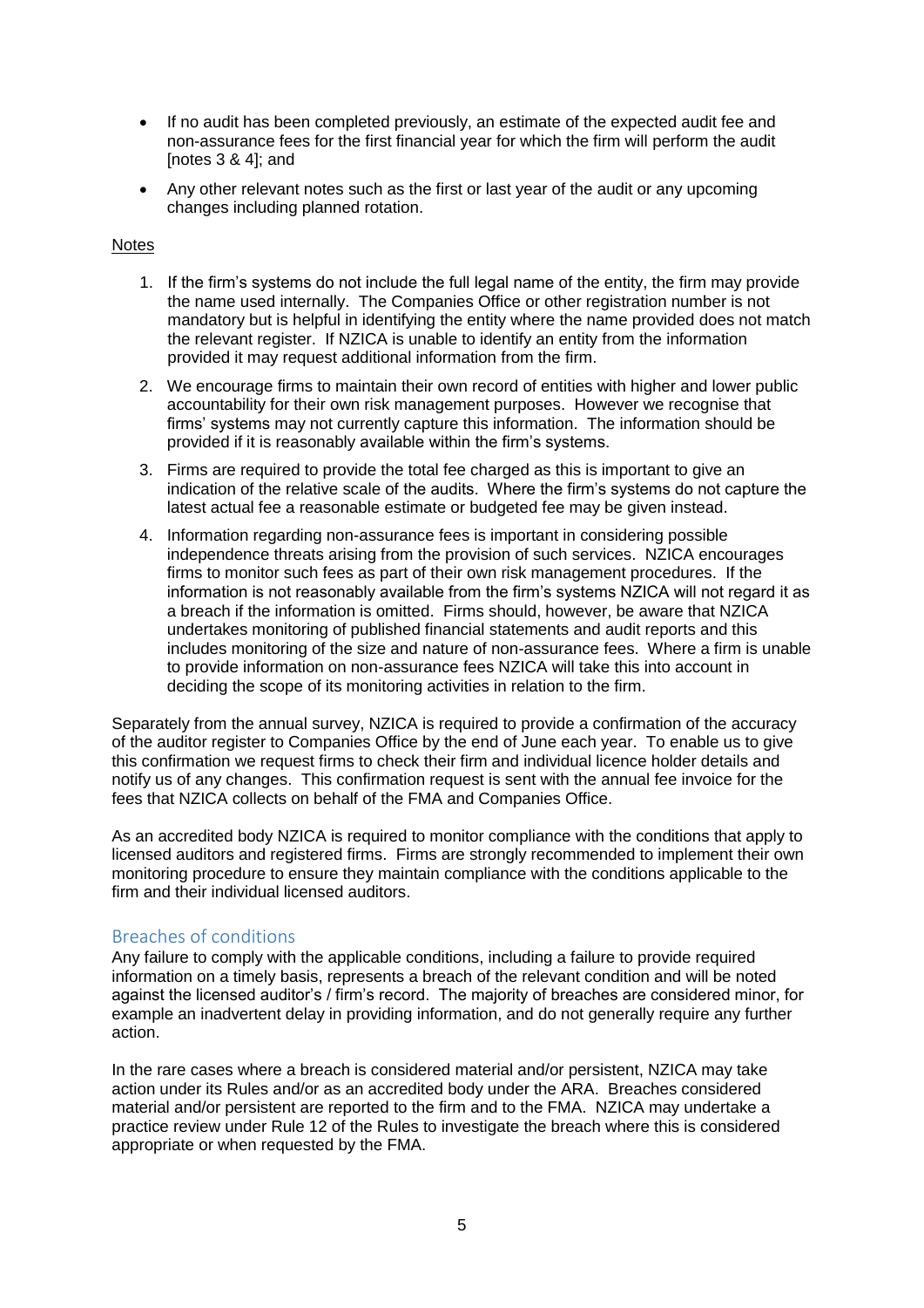- If no audit has been completed previously, an estimate of the expected audit fee and non-assurance fees for the first financial year for which the firm will perform the audit [notes 3 & 4]; and
- Any other relevant notes such as the first or last year of the audit or any upcoming changes including planned rotation.

Notes

1. If the firm's systems do not include the full legal name of the entity, the firm may provide the name used internally. The Companies Office or other registration number is not mandatory but is helpful in identifying the entity where the name provided does not match the relevant register. If NZICA is unable to identify an entity from the information provided it may request additional information from the firm.
2. We encourage firms to maintain their own record of entities with higher and lower public accountability for their own risk management purposes. However we recognise that firms' systems may not currently capture this information. The information should be provided if it is reasonably available within the firm's systems.
3. Firms are required to provide the total fee charged as this is important to give an indication of the relative scale of the audits. Where the firm's systems do not capture the latest actual fee a reasonable estimate or budgeted fee may be given instead.
4. Information regarding non-assurance fees is important in considering possible independence threats arising from the provision of such services. NZICA encourages firms to monitor such fees as part of their own risk management procedures. If the information is not reasonably available from the firm's systems NZICA will not regard it as a breach if the information is omitted. Firms should, however, be aware that NZICA undertakes monitoring of published financial statements and audit reports and this includes monitoring of the size and nature of non-assurance fees. Where a firm is unable to provide information on non-assurance fees NZICA will take this into account in deciding the scope of its monitoring activities in relation to the firm.

Separately from the annual survey, NZICA is required to provide a confirmation of the accuracy of the auditor register to Companies Office by the end of June each year. To enable us to give this confirmation we request firms to check their firm and individual licence holder details and notify us of any changes. This confirmation request is sent with the annual fee invoice for the fees that NZICA collects on behalf of the FMA and Companies Office.

As an accredited body NZICA is required to monitor compliance with the conditions that apply to licensed auditors and registered firms. Firms are strongly recommended to implement their own monitoring procedure to ensure they maintain compliance with the conditions applicable to the firm and their individual licensed auditors.

## Breaches of conditions

Any failure to comply with the applicable conditions, including a failure to provide required information on a timely basis, represents a breach of the relevant condition and will be noted against the licensed auditor's / firm's record. The majority of breaches are considered minor, for example an inadvertent delay in providing information, and do not generally require any further action.

In the rare cases where a breach is considered material and/or persistent, NZICA may take action under its Rules and/or as an accredited body under the ARA. Breaches considered material and/or persistent are reported to the firm and to the FMA. NZICA may undertake a practice review under Rule 12 of the Rules to investigate the breach where this is considered appropriate or when requested by the FMA.